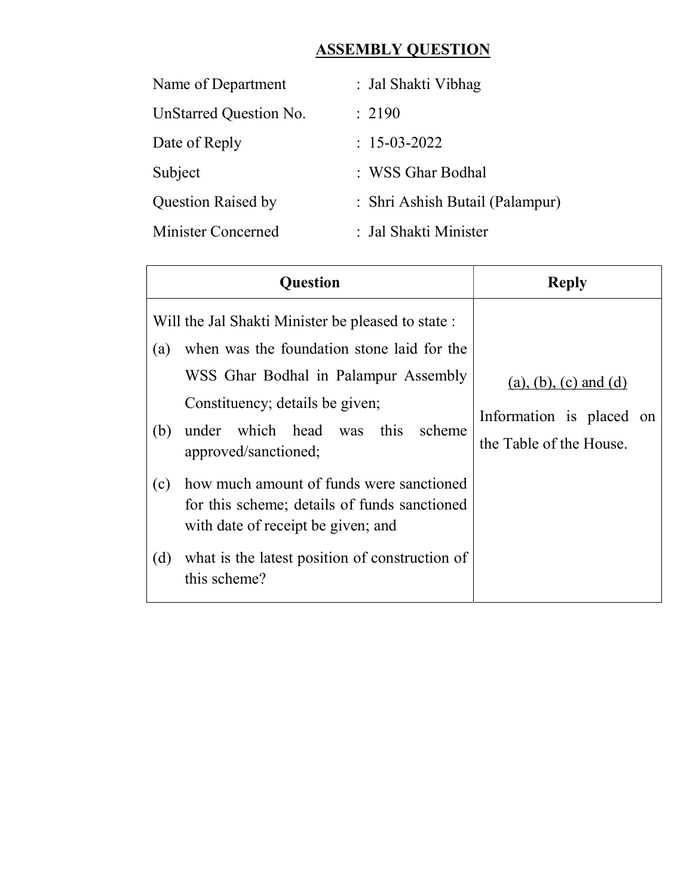# ASSEMBLY QUESTION

| | |
|---|---|
| Name of Department | : Jal Shakti Vibhag |
| UnStarred Question No. | : 2190 |
| Date of Reply | : 15-03-2022 |
| Subject | : WSS Ghar Bodhal |
| Question Raised by | : Shri Ashish Butail (Palampur) |
| Minister Concerned | : Jal Shakti Minister |

| Question | Reply |
|---|---|
| Will the Jal Shakti Minister be pleased to state :<br>(a) when was the foundation stone laid for the WSS Ghar Bodhal in Palampur Assembly Constituency; details be given;<br>(b) under which head was this scheme approved/sanctioned;<br>(c) how much amount of funds were sanctioned for this scheme; details of funds sanctioned with date of receipt be given; and<br>(d) what is the latest position of construction of this scheme? | <u>(a), (b), (c) and (d)</u><br>Information is placed on the Table of the House. |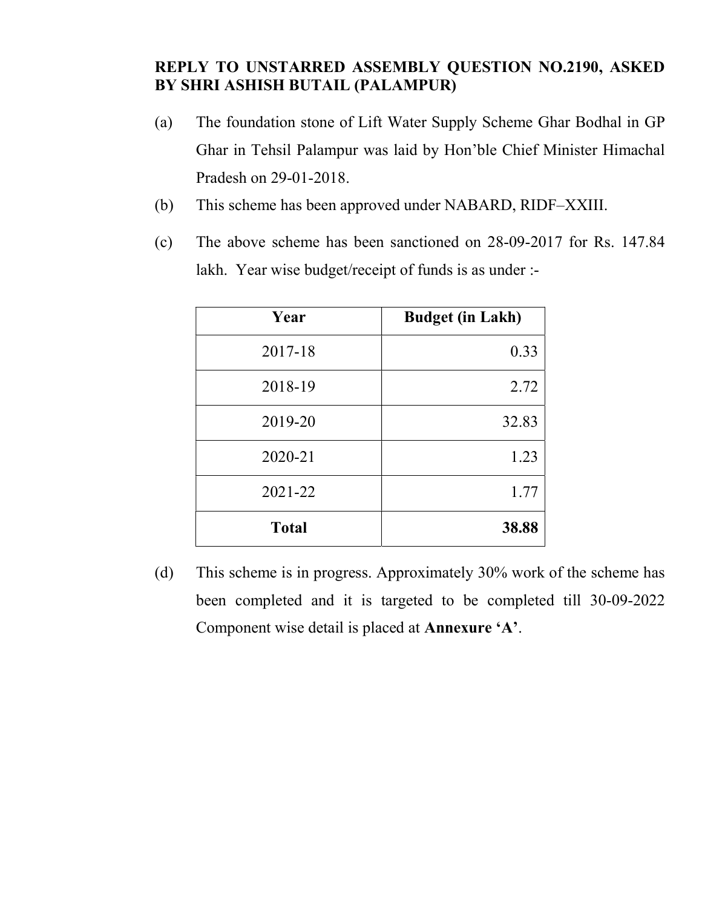**REPLY TO UNSTARRED ASSEMBLY QUESTION NO.2190, ASKED BY SHRI ASHISH BUTAIL (PALAMPUR)**

(a) The foundation stone of Lift Water Supply Scheme Ghar Bodhal in GP Ghar in Tehsil Palampur was laid by Hon'ble Chief Minister Himachal Pradesh on 29-01-2018.

(b) This scheme has been approved under NABARD, RIDF–XXIII.

(c) The above scheme has been sanctioned on 28-09-2017 for Rs. 147.84 lakh. Year wise budget/receipt of funds is as under :-

| Year | Budget (in Lakh) |
|---|---|
| 2017-18 | 0.33 |
| 2018-19 | 2.72 |
| 2019-20 | 32.83 |
| 2020-21 | 1.23 |
| 2021-22 | 1.77 |
| **Total** | **38.88** |

(d) This scheme is in progress. Approximately 30% work of the scheme has been completed and it is targeted to be completed till 30-09-2022 Component wise detail is placed at **Annexure 'A'**.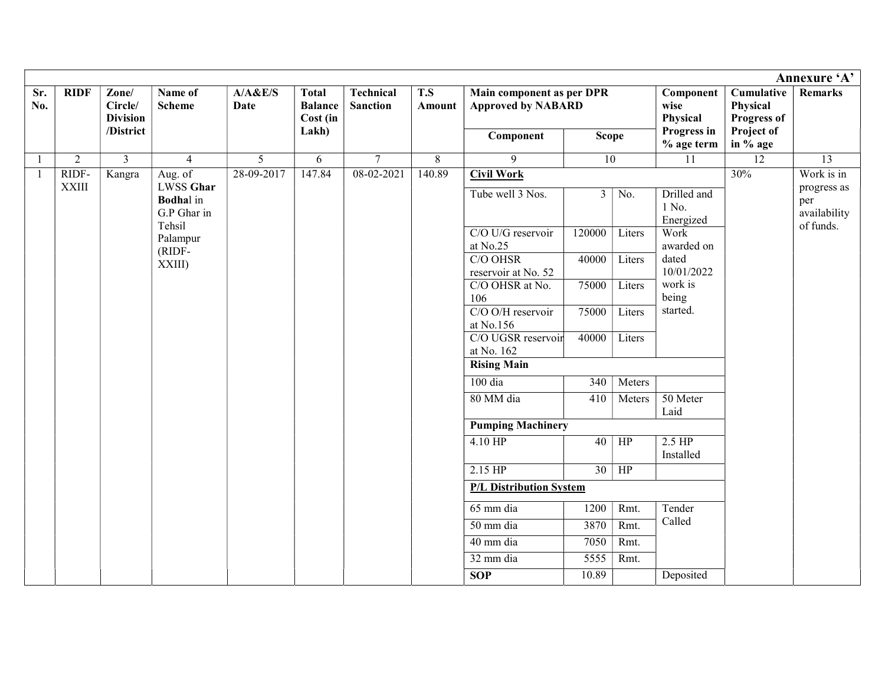**Annexure 'A'**

| Sr. No. | RIDF | Zone/ Circle/ Division /District | Name of Scheme | A/A&E/S Date | Total Balance Cost (in Lakh) | Technical Sanction | T.S Amount | Main component as per DPR Approved by NABARD | | | Component wise Physical Progress in % age term | Cumulative Physical Progress of Project of in % age | Remarks |
|---|---|---|---|---|---|---|---|---|---|---|---|---|---|
| | | | | | | | | Component | Scope | | | | |
| 1 | 2 | 3 | 4 | 5 | 6 | 7 | 8 | 9 | 10 | | 11 | 12 | 13 |
| 1 | RIDF-XXIII | Kangra | Aug. of LWSS **Ghar Bodha**l in G.P Ghar in Tehsil Palampur (RIDF-XXIII) | 28-09-2017 | 147.84 | 08-02-2021 | 140.89 | **Civil Work** | | | | 30% | Work is in progress as per availability of funds. |
| | | | | | | | | Tube well 3 Nos. | 3 | No. | Drilled and 1 No. Energized | | |
| | | | | | | | | C/O U/G reservoir at No.25 | 120000 | Liters | Work awarded on dated 10/01/2022 work is being started. | | |
| | | | | | | | | C/O OHSR reservoir at No. 52 | 40000 | Liters | | | |
| | | | | | | | | C/O OHSR at No. 106 | 75000 | Liters | | | |
| | | | | | | | | C/O O/H reservoir at No.156 | 75000 | Liters | | | |
| | | | | | | | | C/O UGSR reservoir at No. 162 | 40000 | Liters | | | |
| | | | | | | | | **Rising Main** | | | | | |
| | | | | | | | | 100 dia | 340 | Meters | | | |
| | | | | | | | | 80 MM dia | 410 | Meters | 50 Meter Laid | | |
| | | | | | | | | **Pumping Machinery** | | | | | |
| | | | | | | | | 4.10 HP | 40 | HP | 2.5 HP Installed | | |
| | | | | | | | | 2.15 HP | 30 | HP | | | |
| | | | | | | | | **P/L Distribution System** | | | | | |
| | | | | | | | | 65 mm dia | 1200 | Rmt. | Tender Called | | |
| | | | | | | | | 50 mm dia | 3870 | Rmt. | | | |
| | | | | | | | | 40 mm dia | 7050 | Rmt. | | | |
| | | | | | | | | 32 mm dia | 5555 | Rmt. | | | |
| | | | | | | | | **SOP** | 10.89 | | Deposited | | |